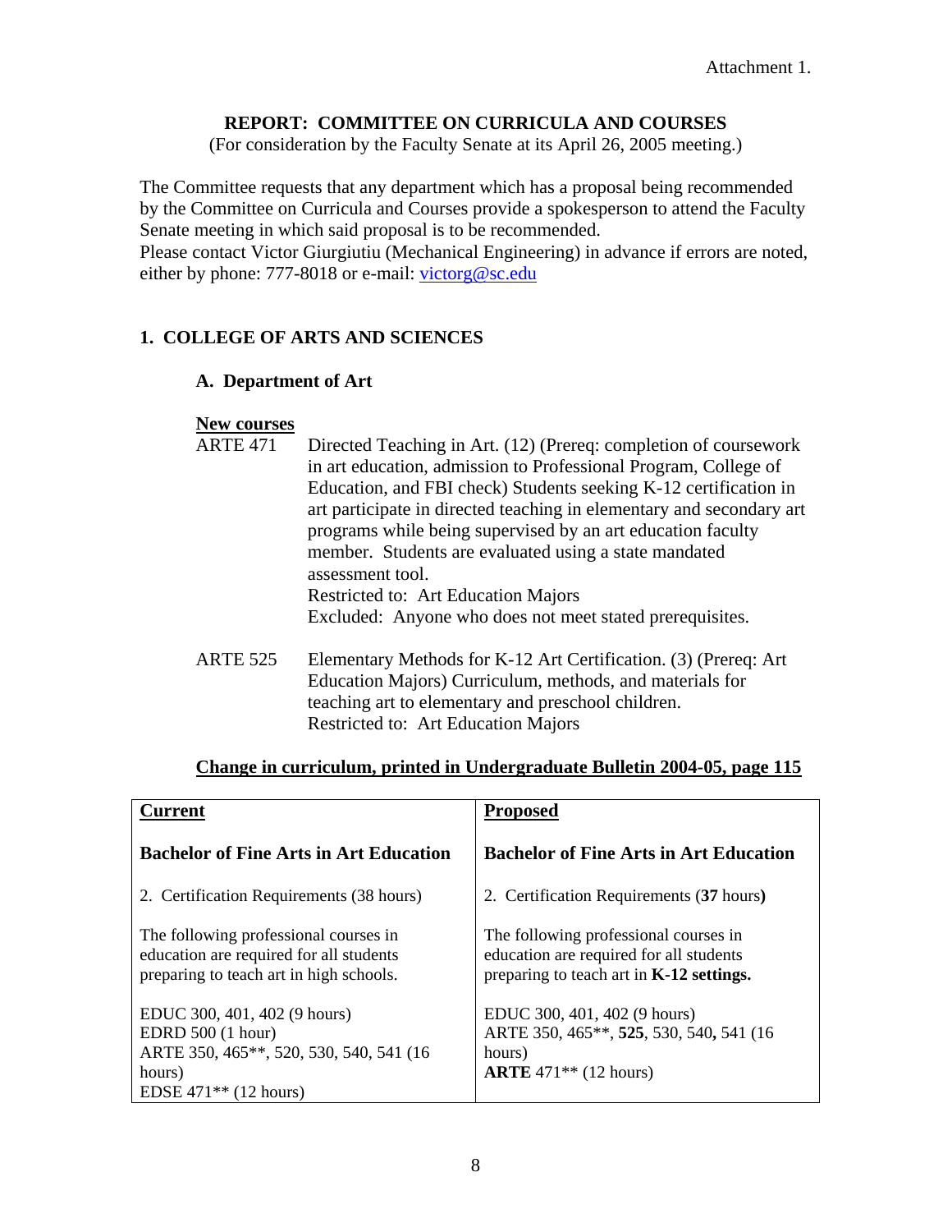Attachment 1.

# REPORT: COMMITTEE ON CURRICULA AND COURSES

(For consideration by the Faculty Senate at its April 26, 2005 meeting.)

The Committee requests that any department which has a proposal being recommended by the Committee on Curricula and Courses provide a spokesperson to attend the Faculty Senate meeting in which said proposal is to be recommended.
Please contact Victor Giurgiutiu (Mechanical Engineering) in advance if errors are noted, either by phone: 777-8018 or e-mail: victorg@sc.edu

## 1. COLLEGE OF ARTS AND SCIENCES

### A. Department of Art

**New courses**

ARTE 471 Directed Teaching in Art. (12) (Prereq: completion of coursework in art education, admission to Professional Program, College of Education, and FBI check) Students seeking K-12 certification in art participate in directed teaching in elementary and secondary art programs while being supervised by an art education faculty member. Students are evaluated using a state mandated assessment tool.
Restricted to: Art Education Majors
Excluded: Anyone who does not meet stated prerequisites.

ARTE 525 Elementary Methods for K-12 Art Certification. (3) (Prereq: Art Education Majors) Curriculum, methods, and materials for teaching art to elementary and preschool children.
Restricted to: Art Education Majors

**Change in curriculum, printed in Undergraduate Bulletin 2004-05, page 115**

| Current | Proposed |
|---|---|
| **Bachelor of Fine Arts in Art Education** | **Bachelor of Fine Arts in Art Education** |
| 2. Certification Requirements (38 hours) | 2. Certification Requirements (**37** hours**)** |
| The following professional courses in education are required for all students preparing to teach art in high schools. | The following professional courses in education are required for all students preparing to teach art in **K-12 settings.** |
| EDUC 300, 401, 402 (9 hours)<br>EDRD 500 (1 hour)<br>ARTE 350, 465**, 520, 530, 540, 541 (16 hours)<br>EDSE 471** (12 hours) | EDUC 300, 401, 402 (9 hours)<br>ARTE 350, 465**, **525**, 530, 540**,** 541 (16 hours)<br>**ARTE** 471** (12 hours) |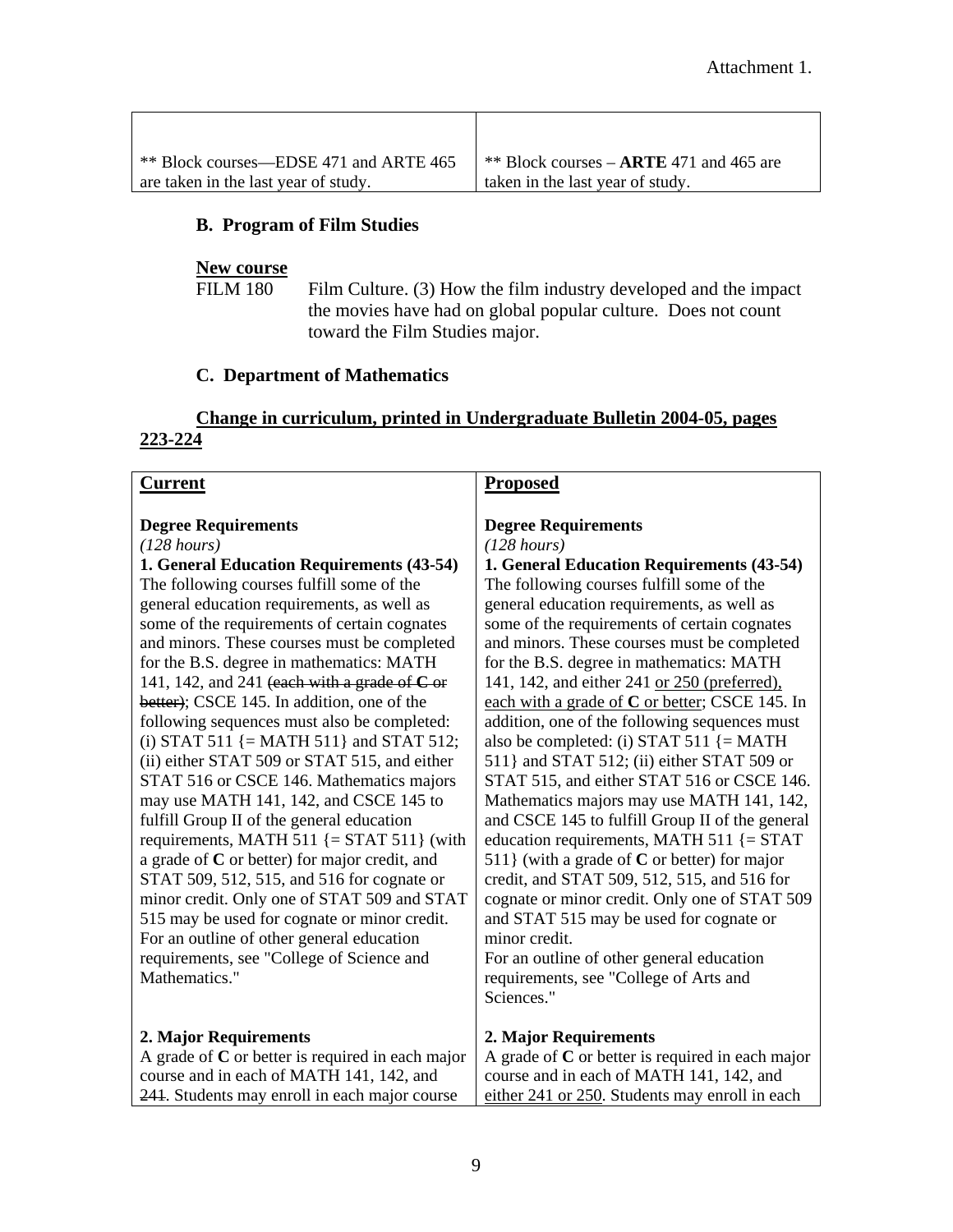Attachment 1.

| | |
|---|---|
| ** Block courses—EDSE 471 and ARTE 465 are taken in the last year of study. | ** Block courses – **ARTE** 471 and 465 are taken in the last year of study. |

### B. Program of Film Studies

**New course**

FILM 180 Film Culture. (3) How the film industry developed and the impact the movies have had on global popular culture. Does not count toward the Film Studies major.

### C. Department of Mathematics

**Change in curriculum, printed in Undergraduate Bulletin 2004-05, pages 223-224**

| **Current** | **Proposed** |
|---|---|
| **Degree Requirements**<br>*(128 hours)*<br>**1. General Education Requirements (43-54)**<br>The following courses fulfill some of the general education requirements, as well as some of the requirements of certain cognates and minors. These courses must be completed for the B.S. degree in mathematics: MATH 141, 142, and 241 ~~(each with a grade of **C** or better)~~; CSCE 145. In addition, one of the following sequences must also be completed: (i) STAT 511 {= MATH 511} and STAT 512; (ii) either STAT 509 or STAT 515, and either STAT 516 or CSCE 146. Mathematics majors may use MATH 141, 142, and CSCE 145 to fulfill Group II of the general education requirements, MATH 511 {= STAT 511} (with a grade of **C** or better) for major credit, and STAT 509, 512, 515, and 516 for cognate or minor credit. Only one of STAT 509 and STAT 515 may be used for cognate or minor credit. For an outline of other general education requirements, see "College of Science and Mathematics." | **Degree Requirements**<br>*(128 hours)*<br>**1. General Education Requirements (43-54)**<br>The following courses fulfill some of the general education requirements, as well as some of the requirements of certain cognates and minors. These courses must be completed for the B.S. degree in mathematics: MATH 141, 142, and either 241 <u>or 250 (preferred), each with a grade of **C** or better</u>; CSCE 145. In addition, one of the following sequences must also be completed: (i) STAT 511 {= MATH 511} and STAT 512; (ii) either STAT 509 or STAT 515, and either STAT 516 or CSCE 146. Mathematics majors may use MATH 141, 142, and CSCE 145 to fulfill Group II of the general education requirements, MATH 511 {= STAT 511} (with a grade of **C** or better) for major credit, and STAT 509, 512, 515, and 516 for cognate or minor credit. Only one of STAT 509 and STAT 515 may be used for cognate or minor credit.<br>For an outline of other general education requirements, see "College of Arts and Sciences." |
| **2. Major Requirements**<br>A grade of **C** or better is required in each major course and in each of MATH 141, 142, and ~~241~~. Students may enroll in each major course | **2. Major Requirements**<br>A grade of **C** or better is required in each major course and in each of MATH 141, 142, and <u>either 241 or 250</u>. Students may enroll in each |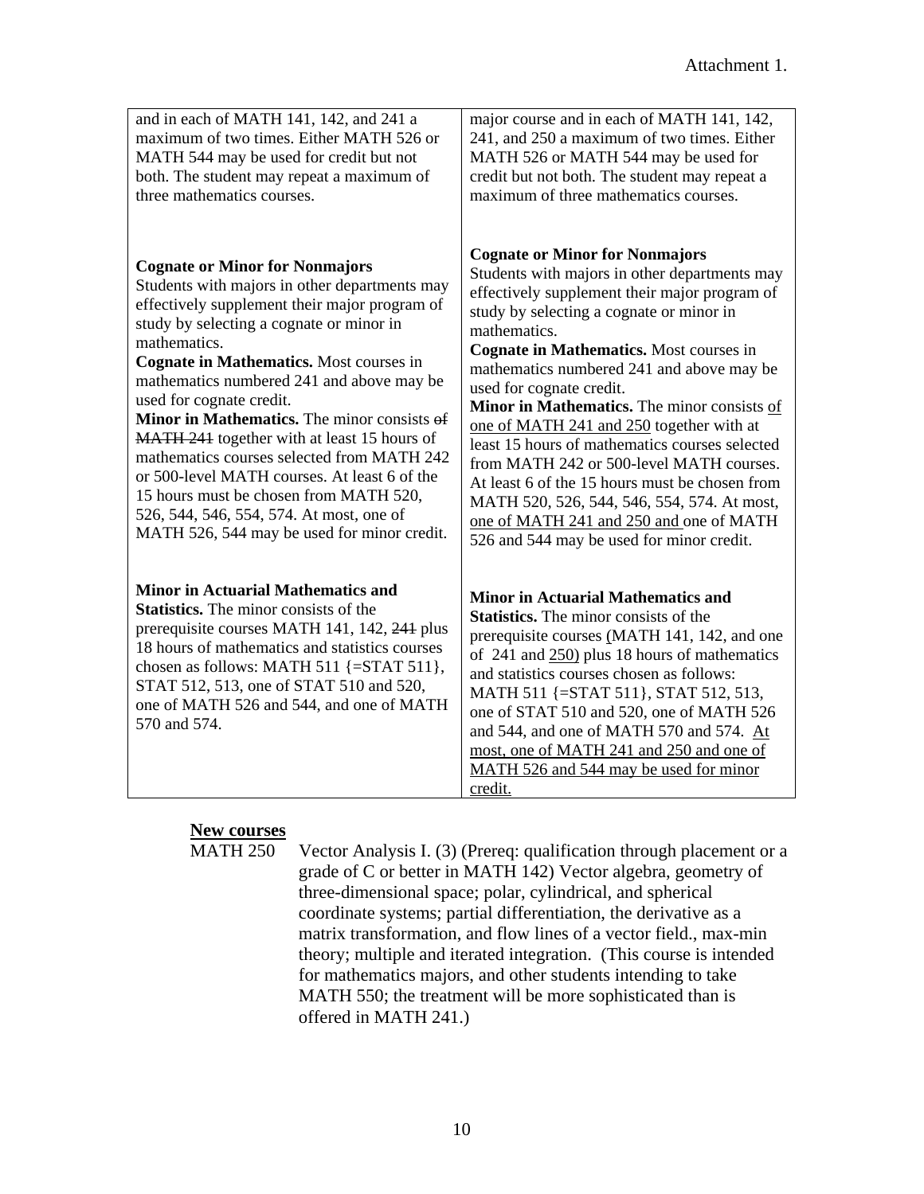| | |
|---|---|
| and in each of MATH 141, 142, and 241 a maximum of two times. Either MATH 526 or MATH 544 may be used for credit but not both. The student may repeat a maximum of three mathematics courses. | major course and in each of MATH 141, 142, 241, and 250 a maximum of two times. Either MATH 526 or MATH 544 may be used for credit but not both. The student may repeat a maximum of three mathematics courses. |
| **Cognate or Minor for Nonmajors** Students with majors in other departments may effectively supplement their major program of study by selecting a cognate or minor in mathematics. **Cognate in Mathematics.** Most courses in mathematics numbered 241 and above may be used for cognate credit. **Minor in Mathematics.** The minor consists ~~of MATH 241~~ together with at least 15 hours of mathematics courses selected from MATH 242 or 500-level MATH courses. At least 6 of the 15 hours must be chosen from MATH 520, 526, 544, 546, 554, 574. At most, one of MATH 526, 544 may be used for minor credit. | **Cognate or Minor for Nonmajors** Students with majors in other departments may effectively supplement their major program of study by selecting a cognate or minor in mathematics. **Cognate in Mathematics.** Most courses in mathematics numbered 241 and above may be used for cognate credit. **Minor in Mathematics.** The minor consists <u>of one of MATH 241 and 250</u> together with at least 15 hours of mathematics courses selected from MATH 242 or 500-level MATH courses. At least 6 of the 15 hours must be chosen from MATH 520, 526, 544, 546, 554, 574. At most, <u>one of MATH 241 and 250 and</u> one of MATH 526 and 544 may be used for minor credit. |
| **Minor in Actuarial Mathematics and Statistics.** The minor consists of the prerequisite courses MATH 141, 142, ~~241~~ plus 18 hours of mathematics and statistics courses chosen as follows: MATH 511 {=STAT 511}, STAT 512, 513, one of STAT 510 and 520, one of MATH 526 and 544, and one of MATH 570 and 574. | **Minor in Actuarial Mathematics and Statistics.** The minor consists of the prerequisite courses <u>(</u>MATH 141, 142, and one of 241 and <u>250)</u> plus 18 hours of mathematics and statistics courses chosen as follows: MATH 511 {=STAT 511}, STAT 512, 513, one of STAT 510 and 520, one of MATH 526 and 544, and one of MATH 570 and 574. <u>At most, one of MATH 241 and 250 and one of MATH 526 and 544 may be used for minor credit.</u> |

**<u>New courses</u>**

MATH 250 Vector Analysis I. (3) (Prereq: qualification through placement or a grade of C or better in MATH 142) Vector algebra, geometry of three-dimensional space; polar, cylindrical, and spherical coordinate systems; partial differentiation, the derivative as a matrix transformation, and flow lines of a vector field., max-min theory; multiple and iterated integration. (This course is intended for mathematics majors, and other students intending to take MATH 550; the treatment will be more sophisticated than is offered in MATH 241.)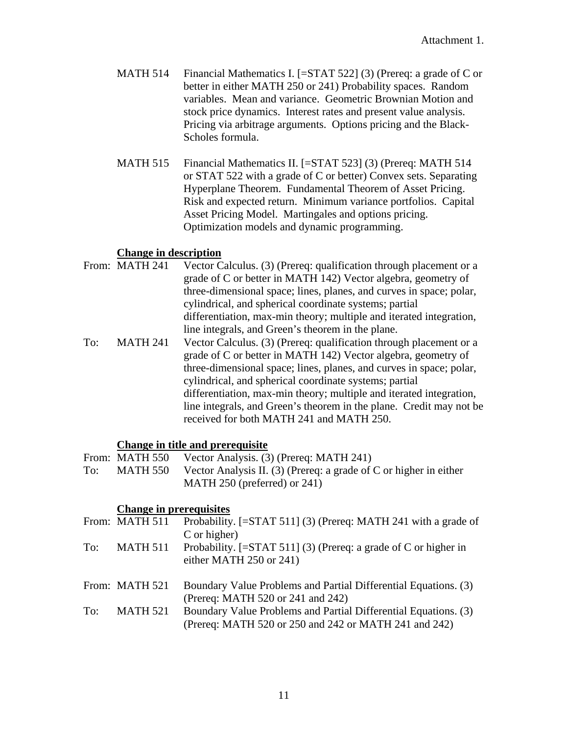Attachment 1.

MATH 514 Financial Mathematics I. [=STAT 522] (3) (Prereq: a grade of C or better in either MATH 250 or 241) Probability spaces. Random variables. Mean and variance. Geometric Brownian Motion and stock price dynamics. Interest rates and present value analysis. Pricing via arbitrage arguments. Options pricing and the Black-Scholes formula.

MATH 515 Financial Mathematics II. [=STAT 523] (3) (Prereq: MATH 514 or STAT 522 with a grade of C or better) Convex sets. Separating Hyperplane Theorem. Fundamental Theorem of Asset Pricing. Risk and expected return. Minimum variance portfolios. Capital Asset Pricing Model. Martingales and options pricing. Optimization models and dynamic programming.

**Change in description**

From: MATH 241 Vector Calculus. (3) (Prereq: qualification through placement or a grade of C or better in MATH 142) Vector algebra, geometry of three-dimensional space; lines, planes, and curves in space; polar, cylindrical, and spherical coordinate systems; partial differentiation, max-min theory; multiple and iterated integration, line integrals, and Green's theorem in the plane.

To: MATH 241 Vector Calculus. (3) (Prereq: qualification through placement or a grade of C or better in MATH 142) Vector algebra, geometry of three-dimensional space; lines, planes, and curves in space; polar, cylindrical, and spherical coordinate systems; partial differentiation, max-min theory; multiple and iterated integration, line integrals, and Green's theorem in the plane. Credit may not be received for both MATH 241 and MATH 250.

**Change in title and prerequisite**

From: MATH 550 Vector Analysis. (3) (Prereq: MATH 241)

To: MATH 550 Vector Analysis II. (3) (Prereq: a grade of C or higher in either MATH 250 (preferred) or 241)

**Change in prerequisites**

From: MATH 511 Probability. [=STAT 511] (3) (Prereq: MATH 241 with a grade of C or higher)

To: MATH 511 Probability. [=STAT 511] (3) (Prereq: a grade of C or higher in either MATH 250 or 241)

From: MATH 521 Boundary Value Problems and Partial Differential Equations. (3) (Prereq: MATH 520 or 241 and 242)

To: MATH 521 Boundary Value Problems and Partial Differential Equations. (3) (Prereq: MATH 520 or 250 and 242 or MATH 241 and 242)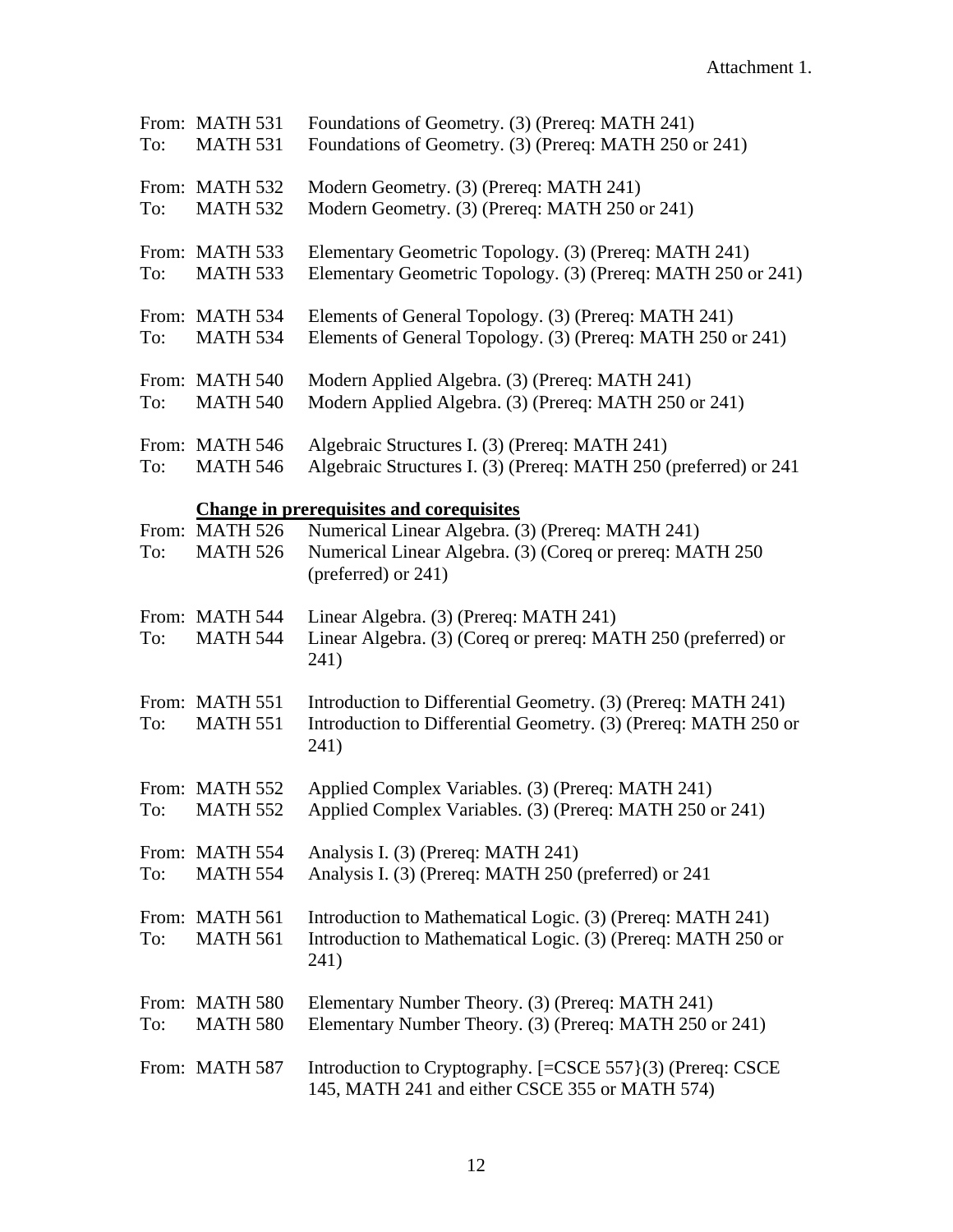Attachment 1.

From: MATH 531 Foundations of Geometry. (3) (Prereq: MATH 241)
To: MATH 531 Foundations of Geometry. (3) (Prereq: MATH 250 or 241)

From: MATH 532 Modern Geometry. (3) (Prereq: MATH 241)
To: MATH 532 Modern Geometry. (3) (Prereq: MATH 250 or 241)

From: MATH 533 Elementary Geometric Topology. (3) (Prereq: MATH 241)
To: MATH 533 Elementary Geometric Topology. (3) (Prereq: MATH 250 or 241)

From: MATH 534 Elements of General Topology. (3) (Prereq: MATH 241)
To: MATH 534 Elements of General Topology. (3) (Prereq: MATH 250 or 241)

From: MATH 540 Modern Applied Algebra. (3) (Prereq: MATH 241)
To: MATH 540 Modern Applied Algebra. (3) (Prereq: MATH 250 or 241)

From: MATH 546 Algebraic Structures I. (3) (Prereq: MATH 241)
To: MATH 546 Algebraic Structures I. (3) (Prereq: MATH 250 (preferred) or 241

**Change in prerequisites and corequisites**

From: MATH 526 Numerical Linear Algebra. (3) (Prereq: MATH 241)
To: MATH 526 Numerical Linear Algebra. (3) (Coreq or prereq: MATH 250 (preferred) or 241)

From: MATH 544 Linear Algebra. (3) (Prereq: MATH 241)
To: MATH 544 Linear Algebra. (3) (Coreq or prereq: MATH 250 (preferred) or 241)

From: MATH 551 Introduction to Differential Geometry. (3) (Prereq: MATH 241)
To: MATH 551 Introduction to Differential Geometry. (3) (Prereq: MATH 250 or 241)

From: MATH 552 Applied Complex Variables. (3) (Prereq: MATH 241)
To: MATH 552 Applied Complex Variables. (3) (Prereq: MATH 250 or 241)

From: MATH 554 Analysis I. (3) (Prereq: MATH 241)
To: MATH 554 Analysis I. (3) (Prereq: MATH 250 (preferred) or 241

From: MATH 561 Introduction to Mathematical Logic. (3) (Prereq: MATH 241)
To: MATH 561 Introduction to Mathematical Logic. (3) (Prereq: MATH 250 or 241)

From: MATH 580 Elementary Number Theory. (3) (Prereq: MATH 241)
To: MATH 580 Elementary Number Theory. (3) (Prereq: MATH 250 or 241)

From: MATH 587 Introduction to Cryptography. [=CSCE 557}(3) (Prereq: CSCE 145, MATH 241 and either CSCE 355 or MATH 574)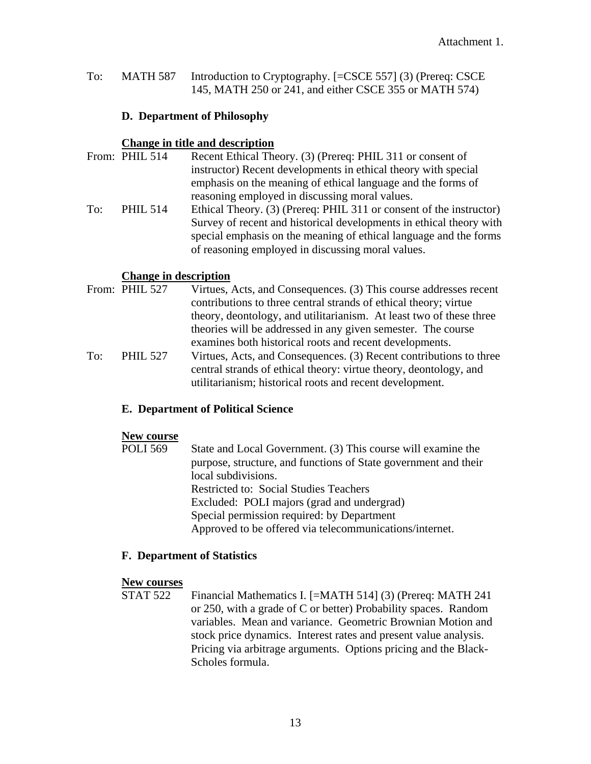Attachment 1.

To: MATH 587 Introduction to Cryptography. [=CSCE 557] (3) (Prereq: CSCE 145, MATH 250 or 241, and either CSCE 355 or MATH 574)

**D. Department of Philosophy**

**Change in title and description**

From: PHIL 514 Recent Ethical Theory. (3) (Prereq: PHIL 311 or consent of instructor) Recent developments in ethical theory with special emphasis on the meaning of ethical language and the forms of reasoning employed in discussing moral values.

To: PHIL 514 Ethical Theory. (3) (Prereq: PHIL 311 or consent of the instructor) Survey of recent and historical developments in ethical theory with special emphasis on the meaning of ethical language and the forms of reasoning employed in discussing moral values.

**Change in description**

From: PHIL 527 Virtues, Acts, and Consequences. (3) This course addresses recent contributions to three central strands of ethical theory; virtue theory, deontology, and utilitarianism. At least two of these three theories will be addressed in any given semester. The course examines both historical roots and recent developments.

To: PHIL 527 Virtues, Acts, and Consequences. (3) Recent contributions to three central strands of ethical theory: virtue theory, deontology, and utilitarianism; historical roots and recent development.

**E. Department of Political Science**

**New course**

POLI 569 State and Local Government. (3) This course will examine the purpose, structure, and functions of State government and their local subdivisions.
Restricted to: Social Studies Teachers
Excluded: POLI majors (grad and undergrad)
Special permission required: by Department
Approved to be offered via telecommunications/internet.

**F. Department of Statistics**

**New courses**

STAT 522 Financial Mathematics I. [=MATH 514] (3) (Prereq: MATH 241 or 250, with a grade of C or better) Probability spaces. Random variables. Mean and variance. Geometric Brownian Motion and stock price dynamics. Interest rates and present value analysis. Pricing via arbitrage arguments. Options pricing and the Black-Scholes formula.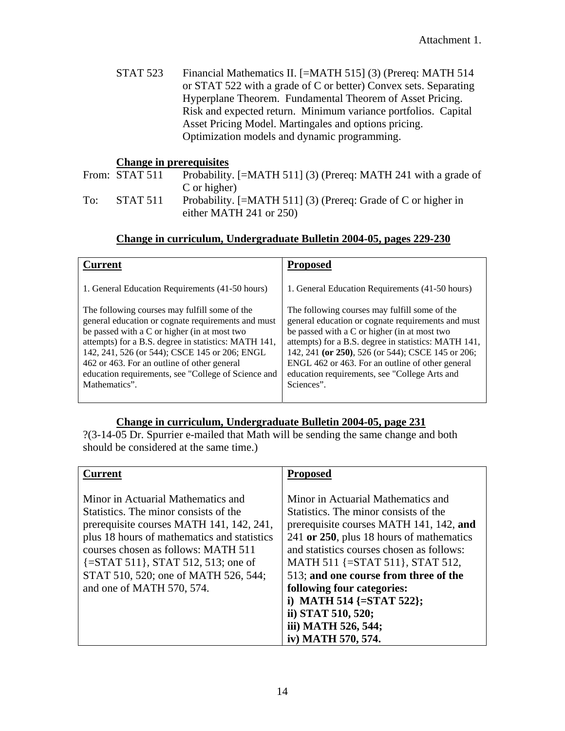Attachment 1.

STAT 523 Financial Mathematics II. [=MATH 515] (3) (Prereq: MATH 514 or STAT 522 with a grade of C or better) Convex sets. Separating Hyperplane Theorem. Fundamental Theorem of Asset Pricing. Risk and expected return. Minimum variance portfolios. Capital Asset Pricing Model. Martingales and options pricing. Optimization models and dynamic programming.

**Change in prerequisites**

From: STAT 511 Probability. [=MATH 511] (3) (Prereq: MATH 241 with a grade of C or higher)

To: STAT 511 Probability. [=MATH 511] (3) (Prereq: Grade of C or higher in either MATH 241 or 250)

**Change in curriculum, Undergraduate Bulletin 2004-05, pages 229-230**

| **Current** | **Proposed** |
|---|---|
| 1. General Education Requirements (41-50 hours)<br><br>The following courses may fulfill some of the general education or cognate requirements and must be passed with a C or higher (in at most two attempts) for a B.S. degree in statistics: MATH 141, 142, 241, 526 (or 544); CSCE 145 or 206; ENGL 462 or 463. For an outline of other general education requirements, see "College of Science and Mathematics". | 1. General Education Requirements (41-50 hours)<br><br>The following courses may fulfill some of the general education or cognate requirements and must be passed with a C or higher (in at most two attempts) for a B.S. degree in statistics: MATH 141, 142, 241 **(or 250)**, 526 (or 544); CSCE 145 or 206; ENGL 462 or 463. For an outline of other general education requirements, see "College Arts and Sciences". |

**Change in curriculum, Undergraduate Bulletin 2004-05, page 231**

?(3-14-05 Dr. Spurrier e-mailed that Math will be sending the same change and both should be considered at the same time.)

| **Current** | **Proposed** |
|---|---|
| Minor in Actuarial Mathematics and Statistics. The minor consists of the prerequisite courses MATH 141, 142, 241, plus 18 hours of mathematics and statistics courses chosen as follows: MATH 511 {=STAT 511}, STAT 512, 513; one of STAT 510, 520; one of MATH 526, 544; and one of MATH 570, 574. | Minor in Actuarial Mathematics and Statistics. The minor consists of the prerequisite courses MATH 141, 142, **and** 241 **or 250**, plus 18 hours of mathematics and statistics courses chosen as follows: MATH 511 {=STAT 511}, STAT 512, 513; **and one course from three of the following four categories:**<br>**i) MATH 514 {=STAT 522};**<br>**ii) STAT 510, 520;**<br>**iii) MATH 526, 544;**<br>**iv) MATH 570, 574.** |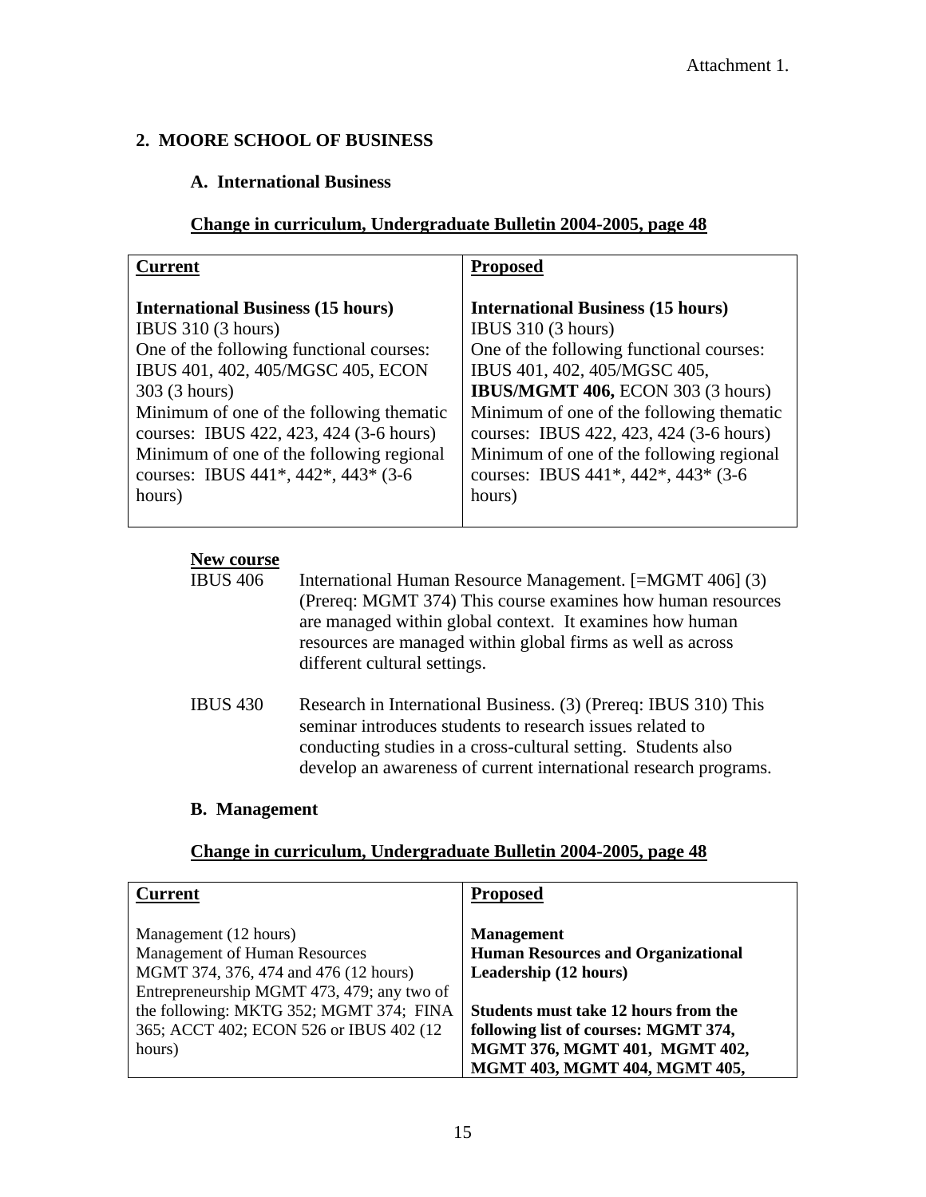Attachment 1.

## 2. MOORE SCHOOL OF BUSINESS

### A. International Business

**Change in curriculum, Undergraduate Bulletin 2004-2005, page 48**

| Current | Proposed |
| --- | --- |
| **International Business (15 hours)**<br>IBUS 310 (3 hours)<br>One of the following functional courses: IBUS 401, 402, 405/MGSC 405, ECON 303 (3 hours)<br>Minimum of one of the following thematic courses: IBUS 422, 423, 424 (3-6 hours)<br>Minimum of one of the following regional courses: IBUS 441*, 442*, 443* (3-6 hours) | **International Business (15 hours)**<br>IBUS 310 (3 hours)<br>One of the following functional courses: IBUS 401, 402, 405/MGSC 405, **IBUS/MGMT 406,** ECON 303 (3 hours)<br>Minimum of one of the following thematic courses: IBUS 422, 423, 424 (3-6 hours)<br>Minimum of one of the following regional courses: IBUS 441*, 442*, 443* (3-6 hours) |

**New course**

IBUS 406 International Human Resource Management. [=MGMT 406] (3) (Prereq: MGMT 374) This course examines how human resources are managed within global context. It examines how human resources are managed within global firms as well as across different cultural settings.

IBUS 430 Research in International Business. (3) (Prereq: IBUS 310) This seminar introduces students to research issues related to conducting studies in a cross-cultural setting. Students also develop an awareness of current international research programs.

### B. Management

**Change in curriculum, Undergraduate Bulletin 2004-2005, page 48**

| Current | Proposed |
| --- | --- |
| Management (12 hours)<br>Management of Human Resources MGMT 374, 376, 474 and 476 (12 hours)<br>Entrepreneurship MGMT 473, 479; any two of the following: MKTG 352; MGMT 374; FINA 365; ACCT 402; ECON 526 or IBUS 402 (12 hours) | **Management**<br>**Human Resources and Organizational Leadership (12 hours)**<br><br>**Students must take 12 hours from the following list of courses: MGMT 374, MGMT 376, MGMT 401, MGMT 402, MGMT 403, MGMT 404, MGMT 405,** |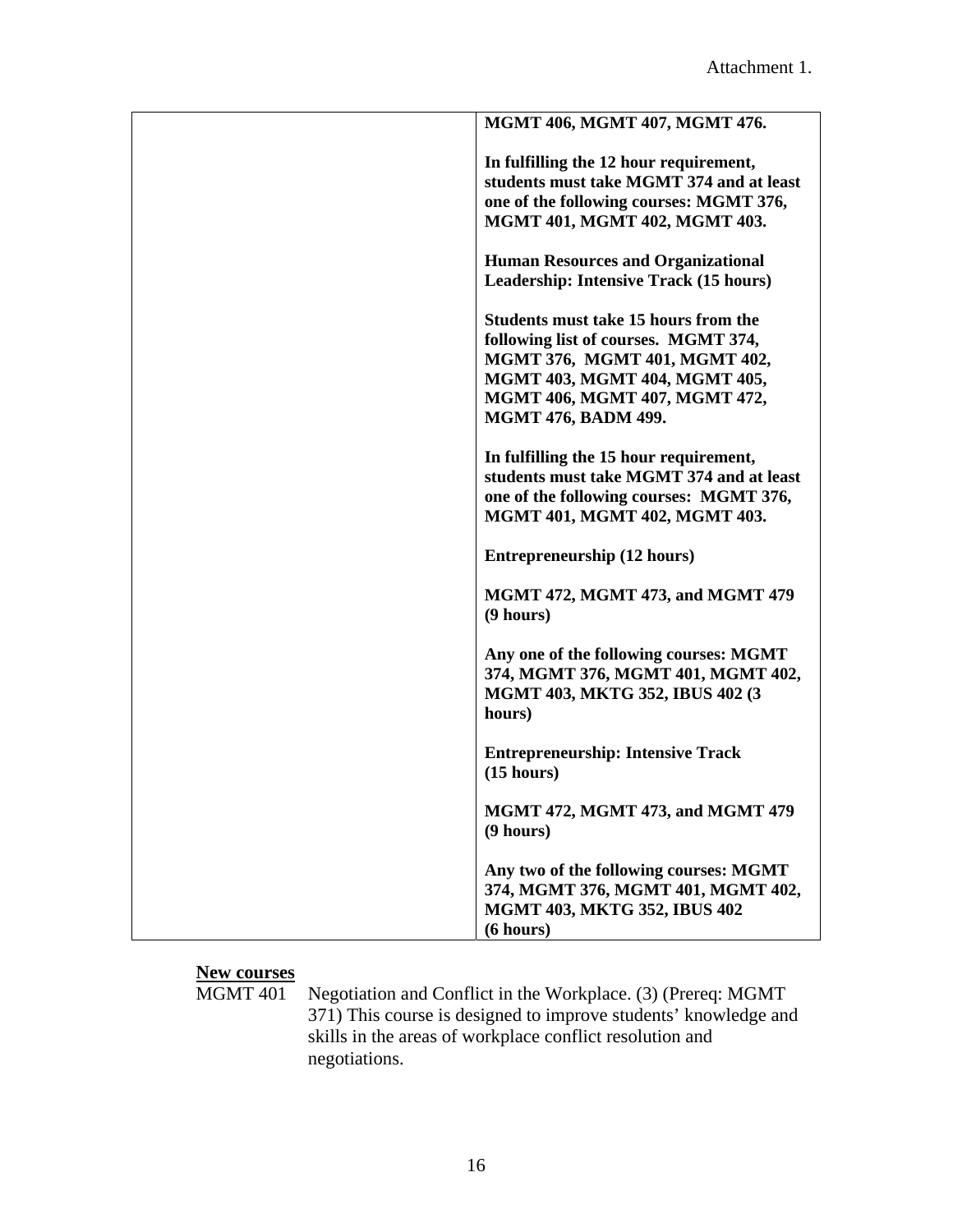Attachment 1.

| | |
|---|---|
| | **MGMT 406, MGMT 407, MGMT 476.**<br><br>**In fulfilling the 12 hour requirement, students must take MGMT 374 and at least one of the following courses: MGMT 376, MGMT 401, MGMT 402, MGMT 403.**<br><br>**Human Resources and Organizational Leadership: Intensive Track (15 hours)**<br><br>**Students must take 15 hours from the following list of courses. MGMT 374, MGMT 376, MGMT 401, MGMT 402, MGMT 403, MGMT 404, MGMT 405, MGMT 406, MGMT 407, MGMT 472, MGMT 476, BADM 499.**<br><br>**In fulfilling the 15 hour requirement, students must take MGMT 374 and at least one of the following courses: MGMT 376, MGMT 401, MGMT 402, MGMT 403.**<br><br>**Entrepreneurship (12 hours)**<br><br>**MGMT 472, MGMT 473, and MGMT 479 (9 hours)**<br><br>**Any one of the following courses: MGMT 374, MGMT 376, MGMT 401, MGMT 402, MGMT 403, MKTG 352, IBUS 402 (3 hours)**<br><br>**Entrepreneurship: Intensive Track (15 hours)**<br><br>**MGMT 472, MGMT 473, and MGMT 479 (9 hours)**<br><br>**Any two of the following courses: MGMT 374, MGMT 376, MGMT 401, MGMT 402, MGMT 403, MKTG 352, IBUS 402 (6 hours)** |

**New courses**

MGMT 401 Negotiation and Conflict in the Workplace. (3) (Prereq: MGMT 371) This course is designed to improve students' knowledge and skills in the areas of workplace conflict resolution and negotiations.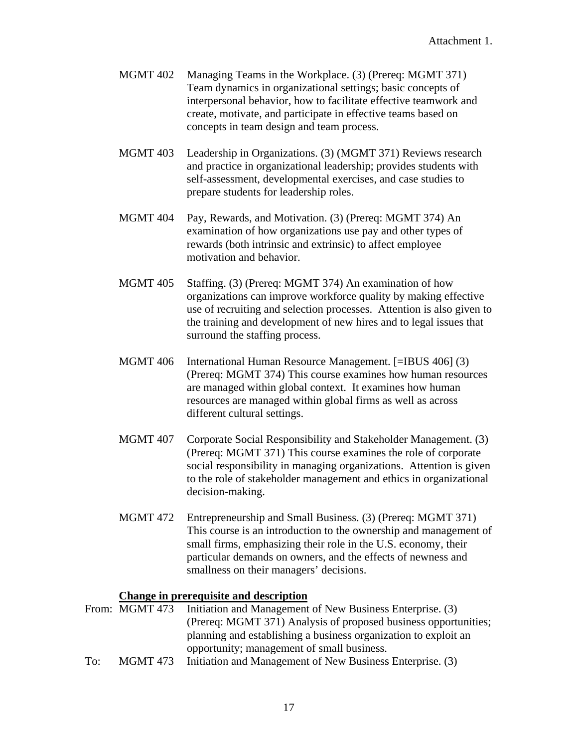Attachment 1.

MGMT 402 Managing Teams in the Workplace. (3) (Prereq: MGMT 371) Team dynamics in organizational settings; basic concepts of interpersonal behavior, how to facilitate effective teamwork and create, motivate, and participate in effective teams based on concepts in team design and team process.

MGMT 403 Leadership in Organizations. (3) (MGMT 371) Reviews research and practice in organizational leadership; provides students with self-assessment, developmental exercises, and case studies to prepare students for leadership roles.

MGMT 404 Pay, Rewards, and Motivation. (3) (Prereq: MGMT 374) An examination of how organizations use pay and other types of rewards (both intrinsic and extrinsic) to affect employee motivation and behavior.

MGMT 405 Staffing. (3) (Prereq: MGMT 374) An examination of how organizations can improve workforce quality by making effective use of recruiting and selection processes. Attention is also given to the training and development of new hires and to legal issues that surround the staffing process.

MGMT 406 International Human Resource Management. [=IBUS 406] (3) (Prereq: MGMT 374) This course examines how human resources are managed within global context. It examines how human resources are managed within global firms as well as across different cultural settings.

MGMT 407 Corporate Social Responsibility and Stakeholder Management. (3) (Prereq: MGMT 371) This course examines the role of corporate social responsibility in managing organizations. Attention is given to the role of stakeholder management and ethics in organizational decision-making.

MGMT 472 Entrepreneurship and Small Business. (3) (Prereq: MGMT 371) This course is an introduction to the ownership and management of small firms, emphasizing their role in the U.S. economy, their particular demands on owners, and the effects of newness and smallness on their managers' decisions.

**Change in prerequisite and description**

From: MGMT 473 Initiation and Management of New Business Enterprise. (3) (Prereq: MGMT 371) Analysis of proposed business opportunities; planning and establishing a business organization to exploit an opportunity; management of small business.

To: MGMT 473 Initiation and Management of New Business Enterprise. (3)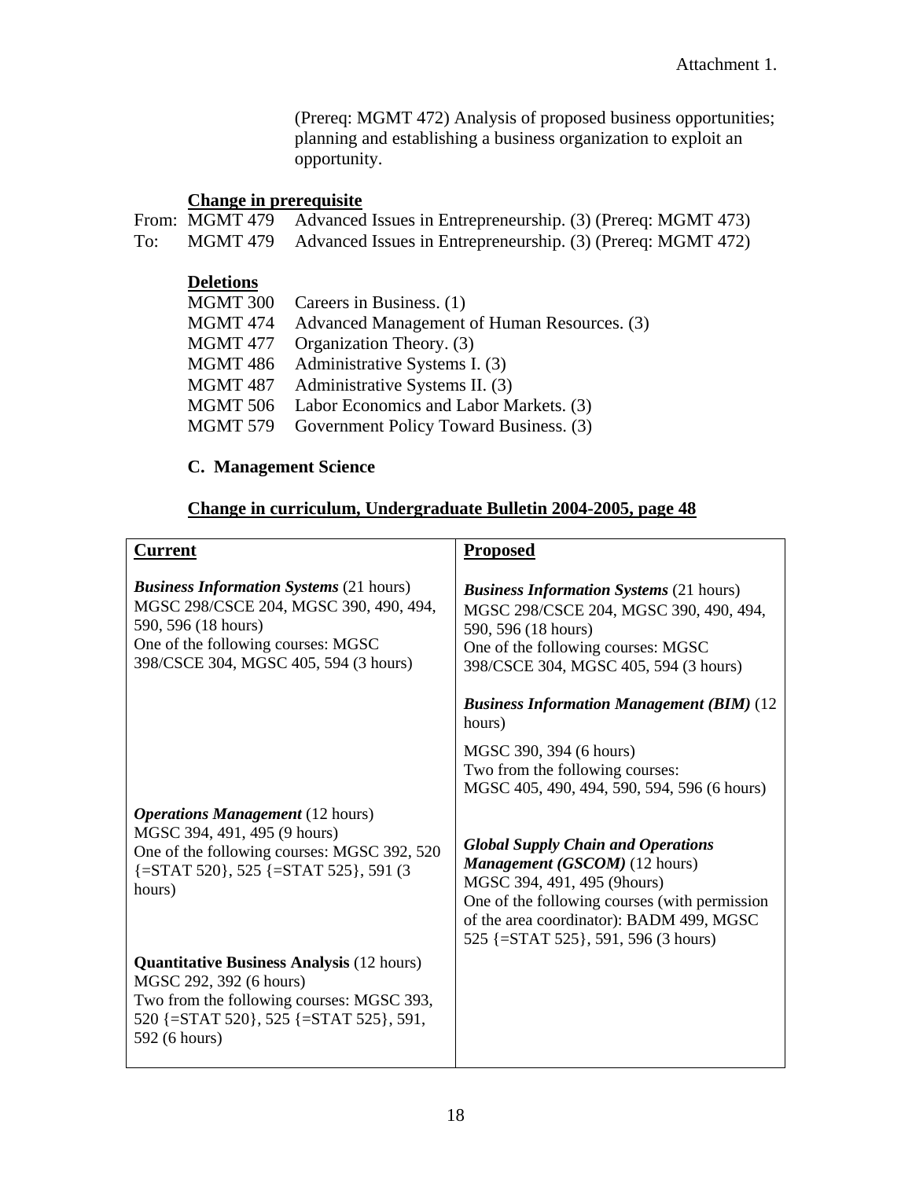Attachment 1.

(Prereq: MGMT 472) Analysis of proposed business opportunities; planning and establishing a business organization to exploit an opportunity.

**Change in prerequisite**

From: MGMT 479 Advanced Issues in Entrepreneurship. (3) (Prereq: MGMT 473)
To: MGMT 479 Advanced Issues in Entrepreneurship. (3) (Prereq: MGMT 472)

**Deletions**

- MGMT 300 Careers in Business. (1)
- MGMT 474 Advanced Management of Human Resources. (3)
- MGMT 477 Organization Theory. (3)
- MGMT 486 Administrative Systems I. (3)
- MGMT 487 Administrative Systems II. (3)
- MGMT 506 Labor Economics and Labor Markets. (3)
- MGMT 579 Government Policy Toward Business. (3)

### C. Management Science

**Change in curriculum, Undergraduate Bulletin 2004-2005, page 48**

| **Current** | **Proposed** |
|---|---|
| ***Business Information Systems*** (21 hours)<br>MGSC 298/CSCE 204, MGSC 390, 490, 494, 590, 596 (18 hours)<br>One of the following courses: MGSC 398/CSCE 304, MGSC 405, 594 (3 hours) | ***Business Information Systems*** (21 hours)<br>MGSC 298/CSCE 204, MGSC 390, 490, 494, 590, 596 (18 hours)<br>One of the following courses: MGSC 398/CSCE 304, MGSC 405, 594 (3 hours) |
| | ***Business Information Management (BIM)*** (12 hours)<br>MGSC 390, 394 (6 hours)<br>Two from the following courses:<br>MGSC 405, 490, 494, 590, 594, 596 (6 hours) |
| ***Operations Management*** (12 hours)<br>MGSC 394, 491, 495 (9 hours)<br>One of the following courses: MGSC 392, 520 {=STAT 520}, 525 {=STAT 525}, 591 (3 hours) | ***Global Supply Chain and Operations Management (GSCOM)*** (12 hours)<br>MGSC 394, 491, 495 (9hours)<br>One of the following courses (with permission of the area coordinator): BADM 499, MGSC 525 {=STAT 525}, 591, 596 (3 hours) |
| **Quantitative Business Analysis** (12 hours)<br>MGSC 292, 392 (6 hours)<br>Two from the following courses: MGSC 393, 520 {=STAT 520}, 525 {=STAT 525}, 591, 592 (6 hours) | |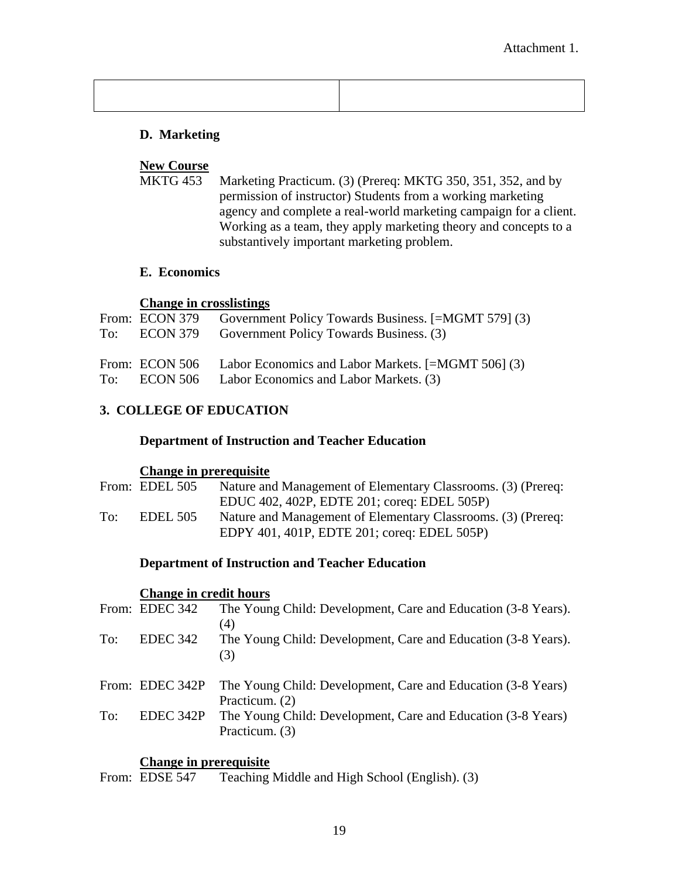Attachment 1.

| | |
|---|---|
| | |

### D. Marketing

**New Course**

MKTG 453 Marketing Practicum. (3) (Prereq: MKTG 350, 351, 352, and by permission of instructor) Students from a working marketing agency and complete a real-world marketing campaign for a client. Working as a team, they apply marketing theory and concepts to a substantively important marketing problem.

### E. Economics

**Change in crosslistings**

From: ECON 379 Government Policy Towards Business. [=MGMT 579] (3)
To: ECON 379 Government Policy Towards Business. (3)

From: ECON 506 Labor Economics and Labor Markets. [=MGMT 506] (3)
To: ECON 506 Labor Economics and Labor Markets. (3)

## 3. COLLEGE OF EDUCATION

### Department of Instruction and Teacher Education

**Change in prerequisite**

From: EDEL 505 Nature and Management of Elementary Classrooms. (3) (Prereq: EDUC 402, 402P, EDTE 201; coreq: EDEL 505P)
To: EDEL 505 Nature and Management of Elementary Classrooms. (3) (Prereq: EDPY 401, 401P, EDTE 201; coreq: EDEL 505P)

### Department of Instruction and Teacher Education

**Change in credit hours**

From: EDEC 342 The Young Child: Development, Care and Education (3-8 Years). (4)
To: EDEC 342 The Young Child: Development, Care and Education (3-8 Years). (3)

From: EDEC 342P The Young Child: Development, Care and Education (3-8 Years) Practicum. (2)
To: EDEC 342P The Young Child: Development, Care and Education (3-8 Years) Practicum. (3)

**Change in prerequisite**

From: EDSE 547 Teaching Middle and High School (English). (3)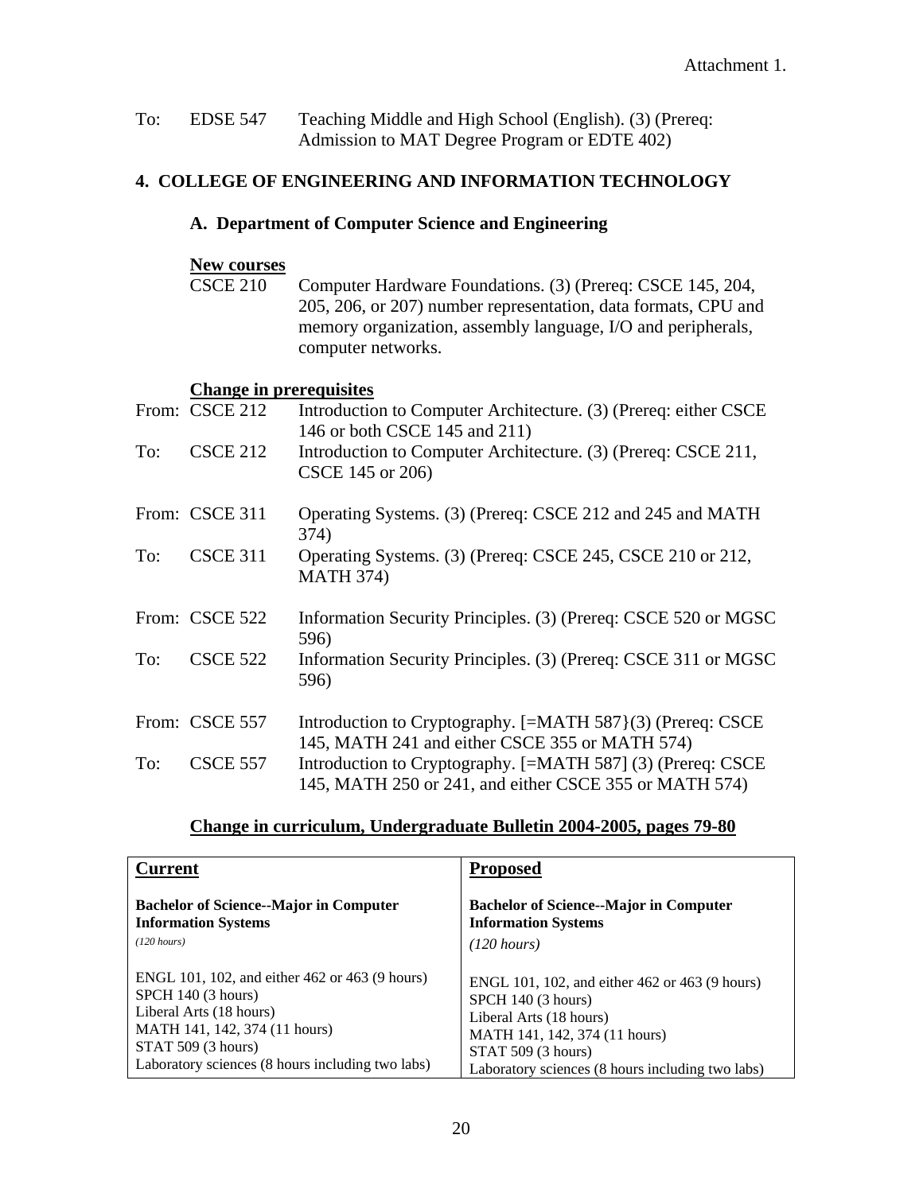Attachment 1.

To: EDSE 547 Teaching Middle and High School (English). (3) (Prereq: Admission to MAT Degree Program or EDTE 402)

## 4. COLLEGE OF ENGINEERING AND INFORMATION TECHNOLOGY

### A. Department of Computer Science and Engineering

**New courses**

CSCE 210 Computer Hardware Foundations. (3) (Prereq: CSCE 145, 204, 205, 206, or 207) number representation, data formats, CPU and memory organization, assembly language, I/O and peripherals, computer networks.

**Change in prerequisites**

From: CSCE 212 Introduction to Computer Architecture. (3) (Prereq: either CSCE 146 or both CSCE 145 and 211)

To: CSCE 212 Introduction to Computer Architecture. (3) (Prereq: CSCE 211, CSCE 145 or 206)

From: CSCE 311 Operating Systems. (3) (Prereq: CSCE 212 and 245 and MATH 374)

To: CSCE 311 Operating Systems. (3) (Prereq: CSCE 245, CSCE 210 or 212, MATH 374)

From: CSCE 522 Information Security Principles. (3) (Prereq: CSCE 520 or MGSC 596)

To: CSCE 522 Information Security Principles. (3) (Prereq: CSCE 311 or MGSC 596)

From: CSCE 557 Introduction to Cryptography. [=MATH 587}(3) (Prereq: CSCE 145, MATH 241 and either CSCE 355 or MATH 574)

To: CSCE 557 Introduction to Cryptography. [=MATH 587] (3) (Prereq: CSCE 145, MATH 250 or 241, and either CSCE 355 or MATH 574)

**Change in curriculum, Undergraduate Bulletin 2004-2005, pages 79-80**

| **Current** | **Proposed** |
|---|---|
| **Bachelor of Science--Major in Computer Information Systems**<br>*(120 hours)* | **Bachelor of Science--Major in Computer Information Systems**<br>*(120 hours)* |
| ENGL 101, 102, and either 462 or 463 (9 hours)<br>SPCH 140 (3 hours)<br>Liberal Arts (18 hours)<br>MATH 141, 142, 374 (11 hours)<br>STAT 509 (3 hours)<br>Laboratory sciences (8 hours including two labs) | ENGL 101, 102, and either 462 or 463 (9 hours)<br>SPCH 140 (3 hours)<br>Liberal Arts (18 hours)<br>MATH 141, 142, 374 (11 hours)<br>STAT 509 (3 hours)<br>Laboratory sciences (8 hours including two labs) |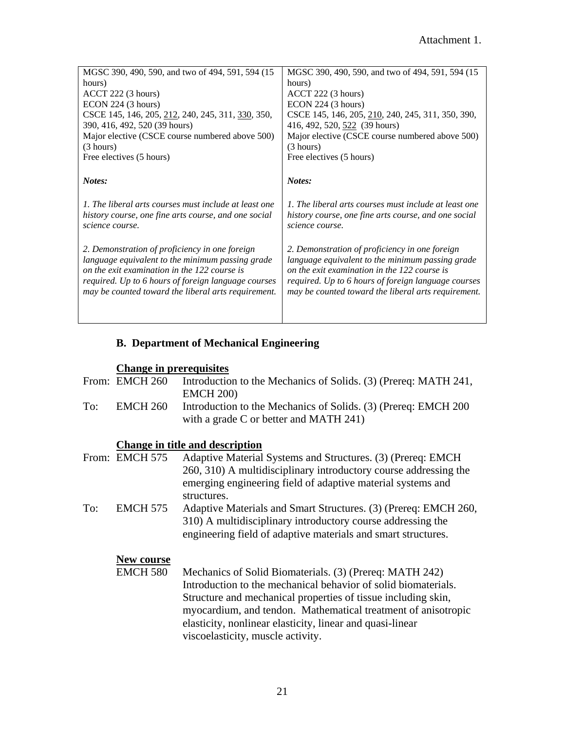Attachment 1.

| | |
|---|---|
| MGSC 390, 490, 590, and two of 494, 591, 594 (15 hours)<br>ACCT 222 (3 hours)<br>ECON 224 (3 hours)<br>CSCE 145, 146, 205, <u>212</u>, 240, 245, 311, <u>330</u>, 350, 390, 416, 492, 520 (39 hours)<br>Major elective (CSCE course numbered above 500) (3 hours)<br>Free electives (5 hours)<br><br>***Notes:***<br><br>*1. The liberal arts courses must include at least one history course, one fine arts course, and one social science course.*<br><br>*2. Demonstration of proficiency in one foreign language equivalent to the minimum passing grade on the exit examination in the 122 course is required. Up to 6 hours of foreign language courses may be counted toward the liberal arts requirement.* | MGSC 390, 490, 590, and two of 494, 591, 594 (15 hours)<br>ACCT 222 (3 hours)<br>ECON 224 (3 hours)<br>CSCE 145, 146, 205, <u>210</u>, 240, 245, 311, 350, 390, 416, 492, 520, <u>522</u> (39 hours)<br>Major elective (CSCE course numbered above 500) (3 hours)<br>Free electives (5 hours)<br><br>***Notes:***<br><br>*1. The liberal arts courses must include at least one history course, one fine arts course, and one social science course.*<br><br>*2. Demonstration of proficiency in one foreign language equivalent to the minimum passing grade on the exit examination in the 122 course is required. Up to 6 hours of foreign language courses may be counted toward the liberal arts requirement.* |

### B. Department of Mechanical Engineering

**<u>Change in prerequisites</u>**

From: EMCH 260 Introduction to the Mechanics of Solids. (3) (Prereq: MATH 241, EMCH 200)

To: EMCH 260 Introduction to the Mechanics of Solids. (3) (Prereq: EMCH 200 with a grade C or better and MATH 241)

**<u>Change in title and description</u>**

From: EMCH 575 Adaptive Material Systems and Structures. (3) (Prereq: EMCH 260, 310) A multidisciplinary introductory course addressing the emerging engineering field of adaptive material systems and structures.

To: EMCH 575 Adaptive Materials and Smart Structures. (3) (Prereq: EMCH 260, 310) A multidisciplinary introductory course addressing the engineering field of adaptive materials and smart structures.

**<u>New course</u>**

EMCH 580 Mechanics of Solid Biomaterials. (3) (Prereq: MATH 242) Introduction to the mechanical behavior of solid biomaterials. Structure and mechanical properties of tissue including skin, myocardium, and tendon. Mathematical treatment of anisotropic elasticity, nonlinear elasticity, linear and quasi-linear viscoelasticity, muscle activity.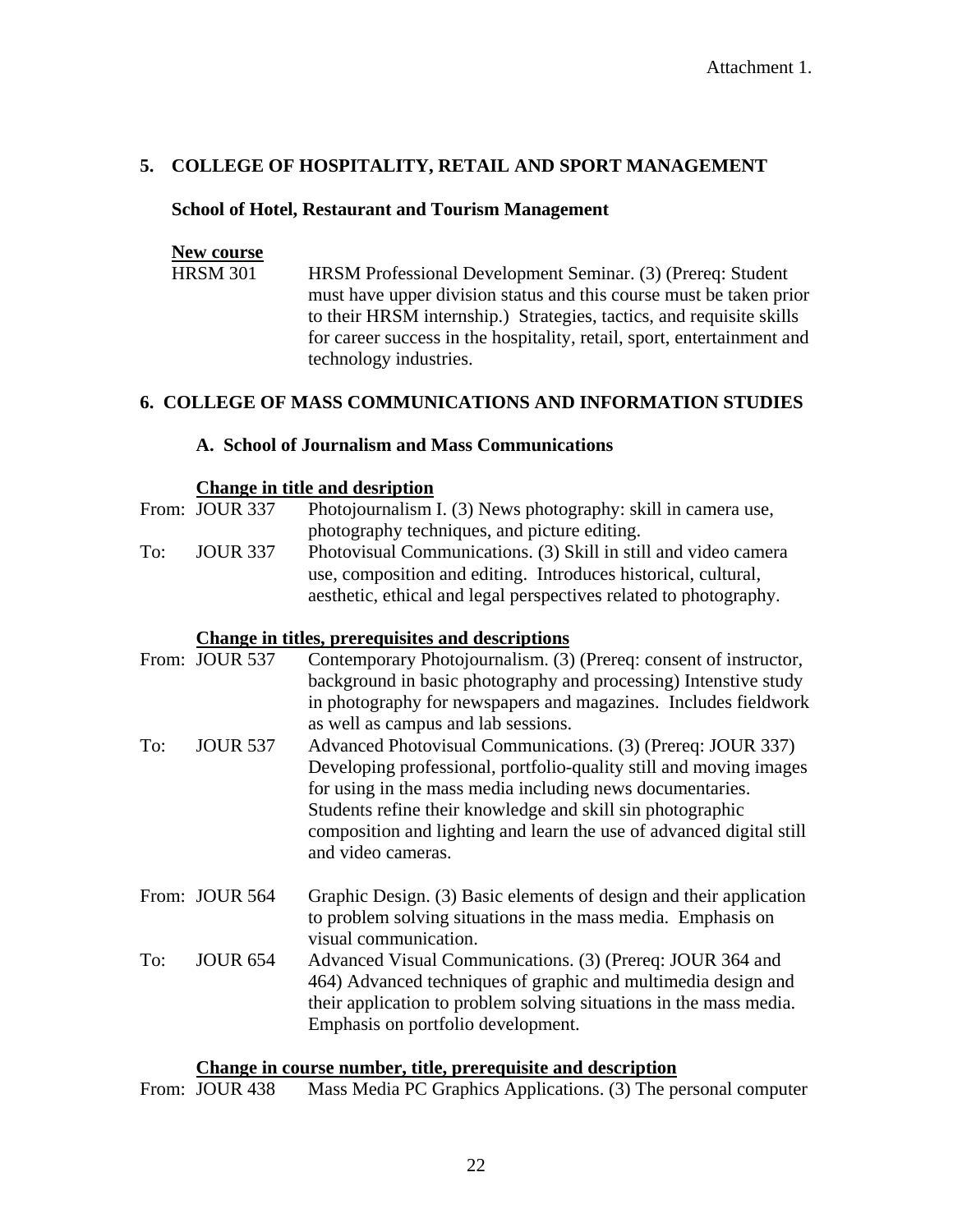Attachment 1.

## 5. COLLEGE OF HOSPITALITY, RETAIL AND SPORT MANAGEMENT

### School of Hotel, Restaurant and Tourism Management

**New course**

HRSM 301 — HRSM Professional Development Seminar. (3) (Prereq: Student must have upper division status and this course must be taken prior to their HRSM internship.) Strategies, tactics, and requisite skills for career success in the hospitality, retail, sport, entertainment and technology industries.

## 6. COLLEGE OF MASS COMMUNICATIONS AND INFORMATION STUDIES

### A. School of Journalism and Mass Communications

**Change in title and desription**

From: JOUR 337 — Photojournalism I. (3) News photography: skill in camera use, photography techniques, and picture editing.

To: JOUR 337 — Photovisual Communications. (3) Skill in still and video camera use, composition and editing. Introduces historical, cultural, aesthetic, ethical and legal perspectives related to photography.

**Change in titles, prerequisites and descriptions**

From: JOUR 537 — Contemporary Photojournalism. (3) (Prereq: consent of instructor, background in basic photography and processing) Intenstive study in photography for newspapers and magazines. Includes fieldwork as well as campus and lab sessions.

To: JOUR 537 — Advanced Photovisual Communications. (3) (Prereq: JOUR 337) Developing professional, portfolio-quality still and moving images for using in the mass media including news documentaries. Students refine their knowledge and skill sin photographic composition and lighting and learn the use of advanced digital still and video cameras.

From: JOUR 564 — Graphic Design. (3) Basic elements of design and their application to problem solving situations in the mass media. Emphasis on visual communication.

To: JOUR 654 — Advanced Visual Communications. (3) (Prereq: JOUR 364 and 464) Advanced techniques of graphic and multimedia design and their application to problem solving situations in the mass media. Emphasis on portfolio development.

**Change in course number, title, prerequisite and description**

From: JOUR 438 — Mass Media PC Graphics Applications. (3) The personal computer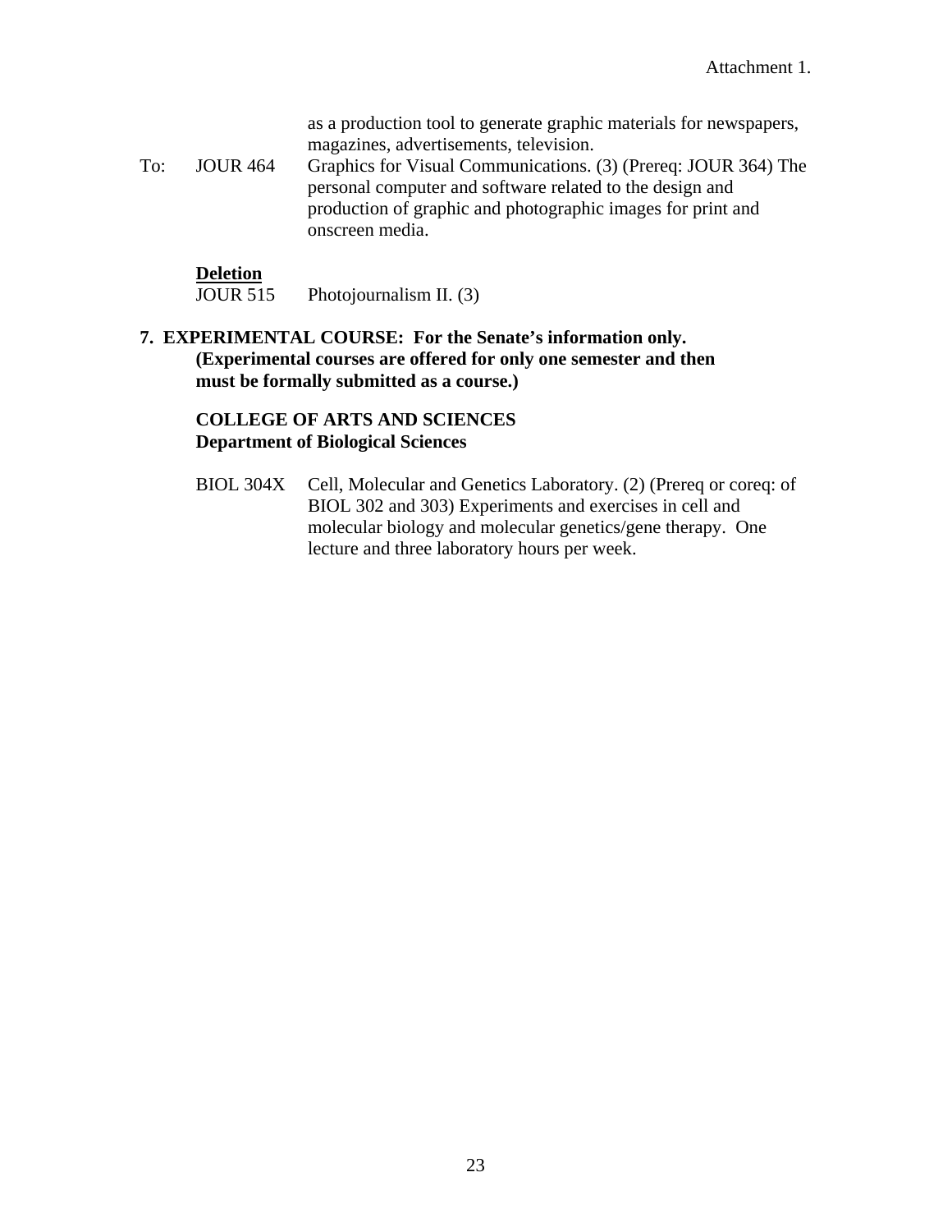as a production tool to generate graphic materials for newspapers, magazines, advertisements, television.

To: JOUR 464 Graphics for Visual Communications. (3) (Prereq: JOUR 364) The personal computer and software related to the design and production of graphic and photographic images for print and onscreen media.

**Deletion**

JOUR 515 Photojournalism II. (3)

**7. EXPERIMENTAL COURSE: For the Senate's information only. (Experimental courses are offered for only one semester and then must be formally submitted as a course.)**

**COLLEGE OF ARTS AND SCIENCES**
**Department of Biological Sciences**

BIOL 304X Cell, Molecular and Genetics Laboratory. (2) (Prereq or coreq: of BIOL 302 and 303) Experiments and exercises in cell and molecular biology and molecular genetics/gene therapy. One lecture and three laboratory hours per week.